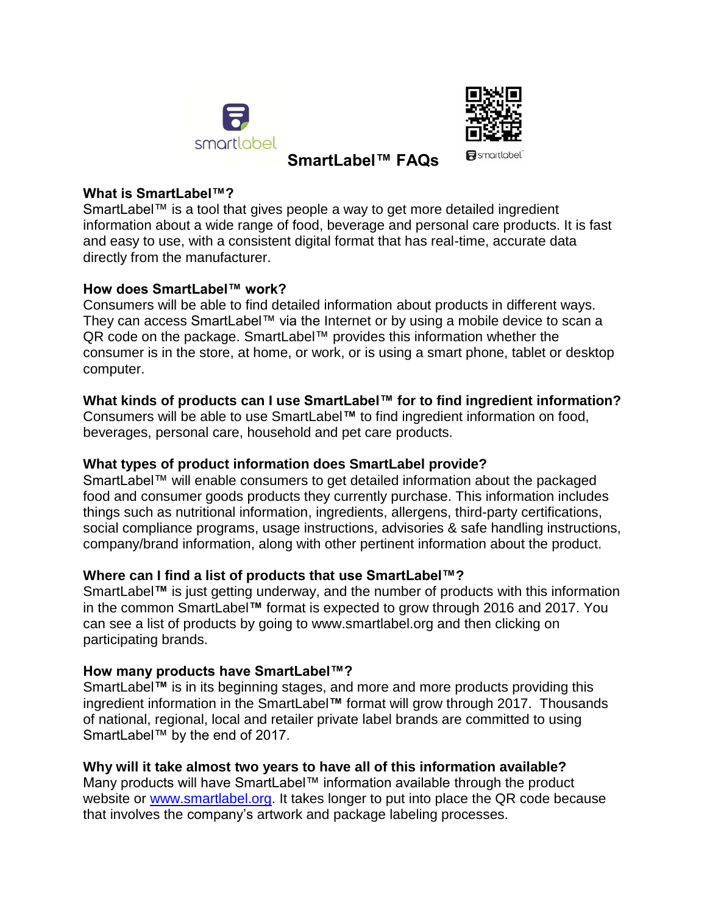# SmartLabel™ FAQs

**What is SmartLabel™?**

SmartLabel™ is a tool that gives people a way to get more detailed ingredient information about a wide range of food, beverage and personal care products. It is fast and easy to use, with a consistent digital format that has real-time, accurate data directly from the manufacturer.

**How does SmartLabel™ work?**

Consumers will be able to find detailed information about products in different ways. They can access SmartLabel™ via the Internet or by using a mobile device to scan a QR code on the package. SmartLabel™ provides this information whether the consumer is in the store, at home, or work, or is using a smart phone, tablet or desktop computer.

**What kinds of products can I use SmartLabel™ for to find ingredient information?**

Consumers will be able to use SmartLabel**™** to find ingredient information on food, beverages, personal care, household and pet care products.

**What types of product information does SmartLabel provide?**

SmartLabel™ will enable consumers to get detailed information about the packaged food and consumer goods products they currently purchase. This information includes things such as nutritional information, ingredients, allergens, third-party certifications, social compliance programs, usage instructions, advisories & safe handling instructions, company/brand information, along with other pertinent information about the product.

**Where can I find a list of products that use SmartLabel™?**

SmartLabel**™** is just getting underway, and the number of products with this information in the common SmartLabel**™** format is expected to grow through 2016 and 2017. You can see a list of products by going to www.smartlabel.org and then clicking on participating brands.

**How many products have SmartLabel™?**

SmartLabel**™** is in its beginning stages, and more and more products providing this ingredient information in the SmartLabel**™** format will grow through 2017. Thousands of national, regional, local and retailer private label brands are committed to using SmartLabel™ by the end of 2017.

**Why will it take almost two years to have all of this information available?**

Many products will have SmartLabel™ information available through the product website or [www.smartlabel.org](http://www.smartlabel.org). It takes longer to put into place the QR code because that involves the company's artwork and package labeling processes.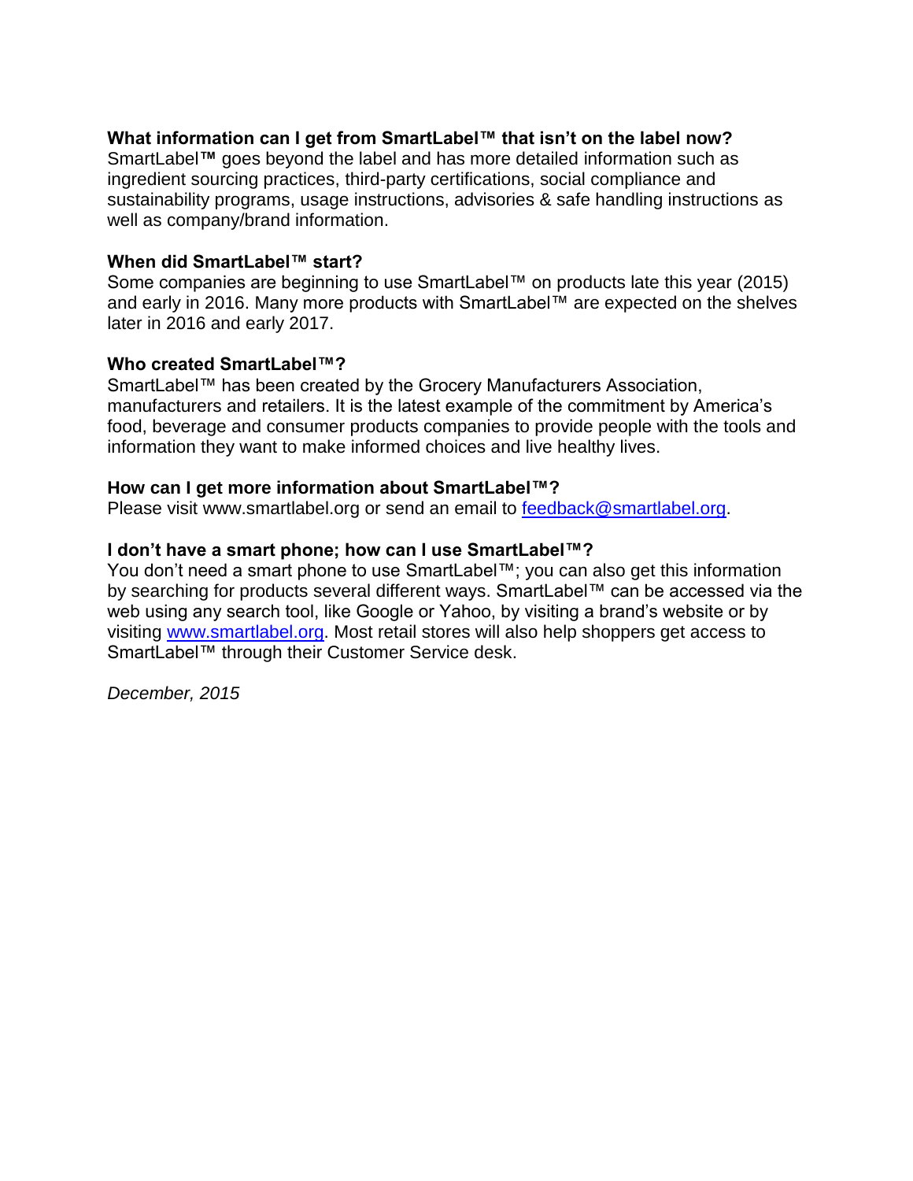**What information can I get from SmartLabel™ that isn't on the label now?**
SmartLabel**™** goes beyond the label and has more detailed information such as ingredient sourcing practices, third-party certifications, social compliance and sustainability programs, usage instructions, advisories & safe handling instructions as well as company/brand information.

**When did SmartLabel™ start?**
Some companies are beginning to use SmartLabel™ on products late this year (2015) and early in 2016. Many more products with SmartLabel™ are expected on the shelves later in 2016 and early 2017.

**Who created SmartLabel™?**
SmartLabel™ has been created by the Grocery Manufacturers Association, manufacturers and retailers. It is the latest example of the commitment by America's food, beverage and consumer products companies to provide people with the tools and information they want to make informed choices and live healthy lives.

**How can I get more information about SmartLabel™?**
Please visit www.smartlabel.org or send an email to [feedback@smartlabel.org](mailto:feedback@smartlabel.org).

**I don't have a smart phone; how can I use SmartLabel™?**
You don't need a smart phone to use SmartLabel™; you can also get this information by searching for products several different ways. SmartLabel™ can be accessed via the web using any search tool, like Google or Yahoo, by visiting a brand's website or by visiting [www.smartlabel.org](http://www.smartlabel.org). Most retail stores will also help shoppers get access to SmartLabel™ through their Customer Service desk.

*December, 2015*